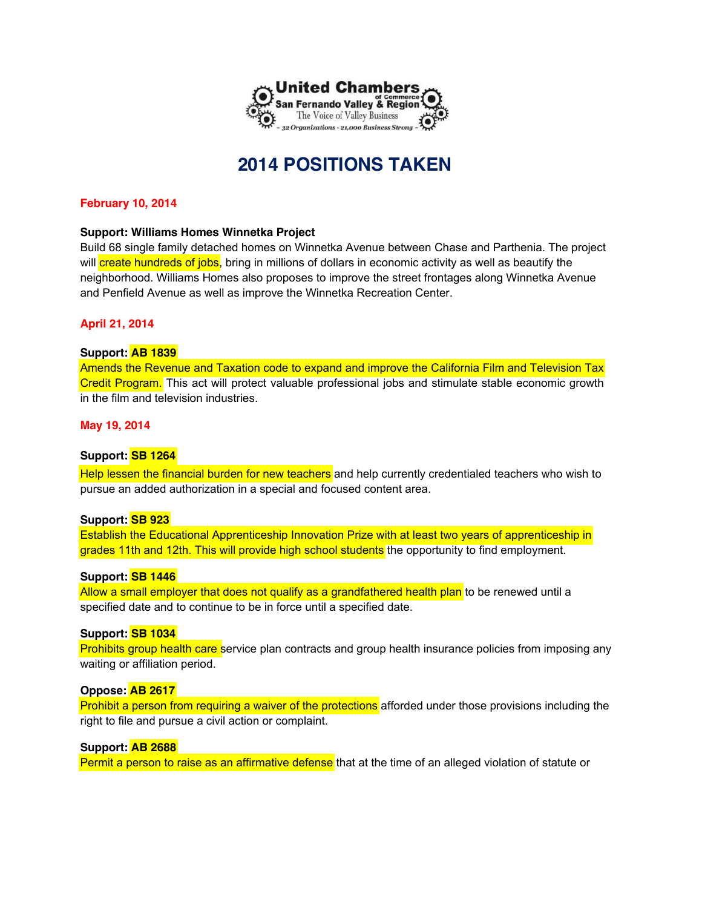United Chambers of Commerce
San Fernando Valley & Region
The Voice of Valley Business
~ 32 Organizations - 21,000 Business Strong ~

# 2014 POSITIONS TAKEN

**February 10, 2014**

**Support: Williams Homes Winnetka Project**
Build 68 single family detached homes on Winnetka Avenue between Chase and Parthenia. The project will create hundreds of jobs, bring in millions of dollars in economic activity as well as beautify the neighborhood. Williams Homes also proposes to improve the street frontages along Winnetka Avenue and Penfield Avenue as well as improve the Winnetka Recreation Center.

**April 21, 2014**

**Support: AB 1839**
Amends the Revenue and Taxation code to expand and improve the California Film and Television Tax Credit Program. This act will protect valuable professional jobs and stimulate stable economic growth in the film and television industries.

**May 19, 2014**

**Support: SB 1264**
Help lessen the financial burden for new teachers and help currently credentialed teachers who wish to pursue an added authorization in a special and focused content area.

**Support: SB 923**
Establish the Educational Apprenticeship Innovation Prize with at least two years of apprenticeship in grades 11th and 12th. This will provide high school students the opportunity to find employment.

**Support: SB 1446**
Allow a small employer that does not qualify as a grandfathered health plan to be renewed until a specified date and to continue to be in force until a specified date.

**Support: SB 1034**
Prohibits group health care service plan contracts and group health insurance policies from imposing any waiting or affiliation period.

**Oppose: AB 2617**
Prohibit a person from requiring a waiver of the protections afforded under those provisions including the right to file and pursue a civil action or complaint.

**Support: AB 2688**
Permit a person to raise as an affirmative defense that at the time of an alleged violation of statute or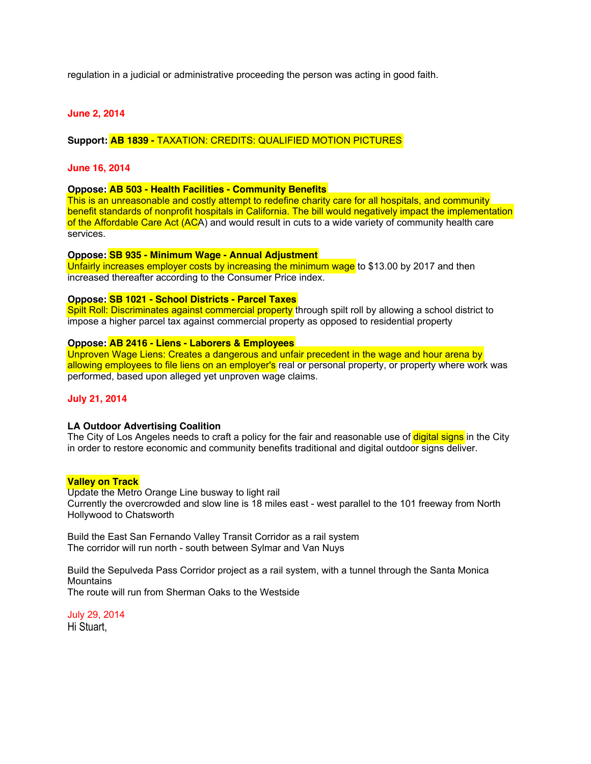regulation in a judicial or administrative proceeding the person was acting in good faith.

**June 2, 2014**

**Support: AB 1839 -** TAXATION: CREDITS: QUALIFIED MOTION PICTURES

**June 16, 2014**

**Oppose: AB 503 - Health Facilities - Community Benefits**
This is an unreasonable and costly attempt to redefine charity care for all hospitals, and community benefit standards of nonprofit hospitals in California. The bill would negatively impact the implementation of the Affordable Care Act (ACA) and would result in cuts to a wide variety of community health care services.

**Oppose: SB 935 - Minimum Wage - Annual Adjustment**
Unfairly increases employer costs by increasing the minimum wage to $13.00 by 2017 and then increased thereafter according to the Consumer Price index.

**Oppose: SB 1021 - School Districts - Parcel Taxes**
Spilt Roll: Discriminates against commercial property through spilt roll by allowing a school district to impose a higher parcel tax against commercial property as opposed to residential property

**Oppose: AB 2416 - Liens - Laborers & Employees**
Unproven Wage Liens: Creates a dangerous and unfair precedent in the wage and hour arena by allowing employees to file liens on an employer's real or personal property, or property where work was performed, based upon alleged yet unproven wage claims.

**July 21, 2014**

**LA Outdoor Advertising Coalition**
The City of Los Angeles needs to craft a policy for the fair and reasonable use of digital signs in the City in order to restore economic and community benefits traditional and digital outdoor signs deliver.

**Valley on Track**
Update the Metro Orange Line busway to light rail
Currently the overcrowded and slow line is 18 miles east - west parallel to the 101 freeway from North Hollywood to Chatsworth

Build the East San Fernando Valley Transit Corridor as a rail system
The corridor will run north - south between Sylmar and Van Nuys

Build the Sepulveda Pass Corridor project as a rail system, with a tunnel through the Santa Monica Mountains
The route will run from Sherman Oaks to the Westside

July 29, 2014
Hi Stuart,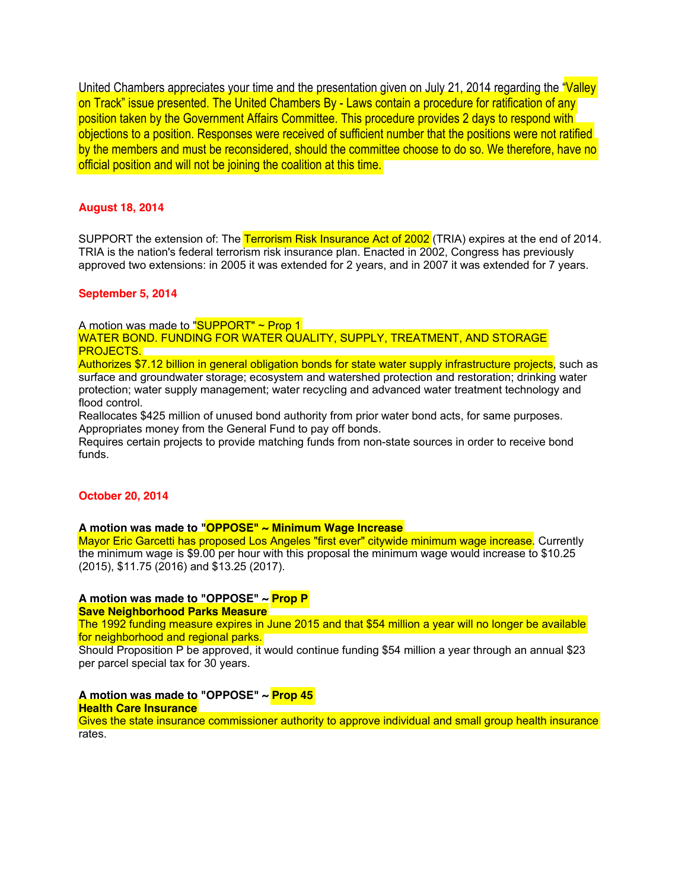United Chambers appreciates your time and the presentation given on July 21, 2014 regarding the "Valley on Track" issue presented. The United Chambers By - Laws contain a procedure for ratification of any position taken by the Government Affairs Committee. This procedure provides 2 days to respond with objections to a position. Responses were received of sufficient number that the positions were not ratified by the members and must be reconsidered, should the committee choose to do so. We therefore, have no official position and will not be joining the coalition at this time.

**August 18, 2014**

SUPPORT the extension of: The Terrorism Risk Insurance Act of 2002 (TRIA) expires at the end of 2014. TRIA is the nation's federal terrorism risk insurance plan. Enacted in 2002, Congress has previously approved two extensions: in 2005 it was extended for 2 years, and in 2007 it was extended for 7 years.

**September 5, 2014**

A motion was made to "SUPPORT" ~ Prop 1
WATER BOND. FUNDING FOR WATER QUALITY, SUPPLY, TREATMENT, AND STORAGE PROJECTS.
Authorizes $7.12 billion in general obligation bonds for state water supply infrastructure projects, such as surface and groundwater storage; ecosystem and watershed protection and restoration; drinking water protection; water supply management; water recycling and advanced water treatment technology and flood control.
Reallocates $425 million of unused bond authority from prior water bond acts, for same purposes.
Appropriates money from the General Fund to pay off bonds.
Requires certain projects to provide matching funds from non-state sources in order to receive bond funds.

**October 20, 2014**

**A motion was made to "OPPOSE" ~ Minimum Wage Increase**
Mayor Eric Garcetti has proposed Los Angeles "first ever" citywide minimum wage increase. Currently the minimum wage is $9.00 per hour with this proposal the minimum wage would increase to $10.25 (2015), $11.75 (2016) and $13.25 (2017).

**A motion was made to "OPPOSE" ~ Prop P**
**Save Neighborhood Parks Measure**
The 1992 funding measure expires in June 2015 and that $54 million a year will no longer be available for neighborhood and regional parks.
Should Proposition P be approved, it would continue funding $54 million a year through an annual $23 per parcel special tax for 30 years.

**A motion was made to "OPPOSE" ~ Prop 45**
**Health Care Insurance**
Gives the state insurance commissioner authority to approve individual and small group health insurance rates.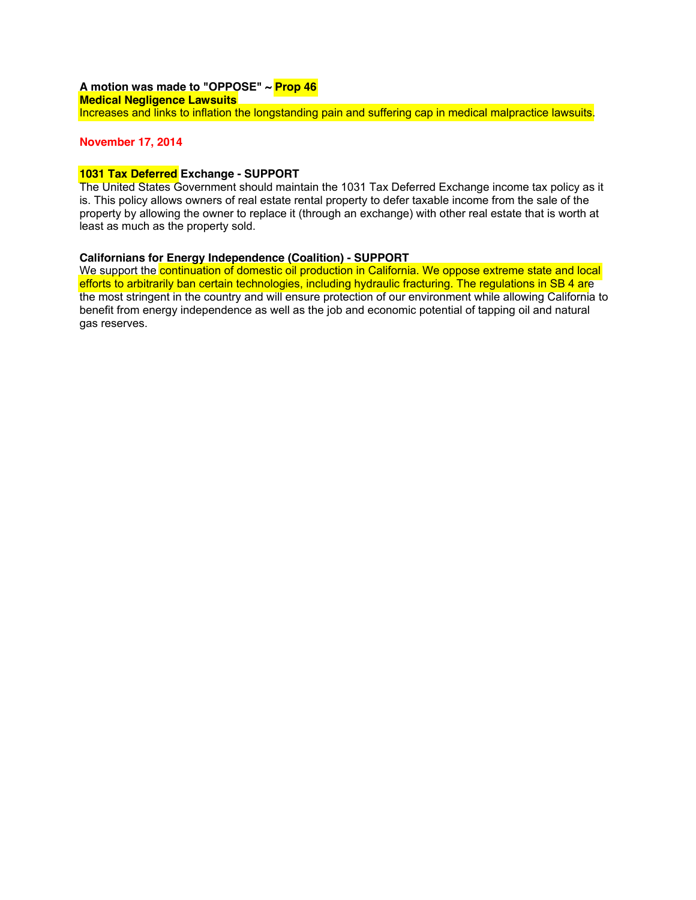**A motion was made to "OPPOSE" ~ Prop 46**
**Medical Negligence Lawsuits**
Increases and links to inflation the longstanding pain and suffering cap in medical malpractice lawsuits.

**November 17, 2014**

**1031 Tax Deferred Exchange - SUPPORT**
The United States Government should maintain the 1031 Tax Deferred Exchange income tax policy as it is. This policy allows owners of real estate rental property to defer taxable income from the sale of the property by allowing the owner to replace it (through an exchange) with other real estate that is worth at least as much as the property sold.

**Californians for Energy Independence (Coalition) - SUPPORT**
We support the continuation of domestic oil production in California. We oppose extreme state and local efforts to arbitrarily ban certain technologies, including hydraulic fracturing. The regulations in SB 4 are the most stringent in the country and will ensure protection of our environment while allowing California to benefit from energy independence as well as the job and economic potential of tapping oil and natural gas reserves.